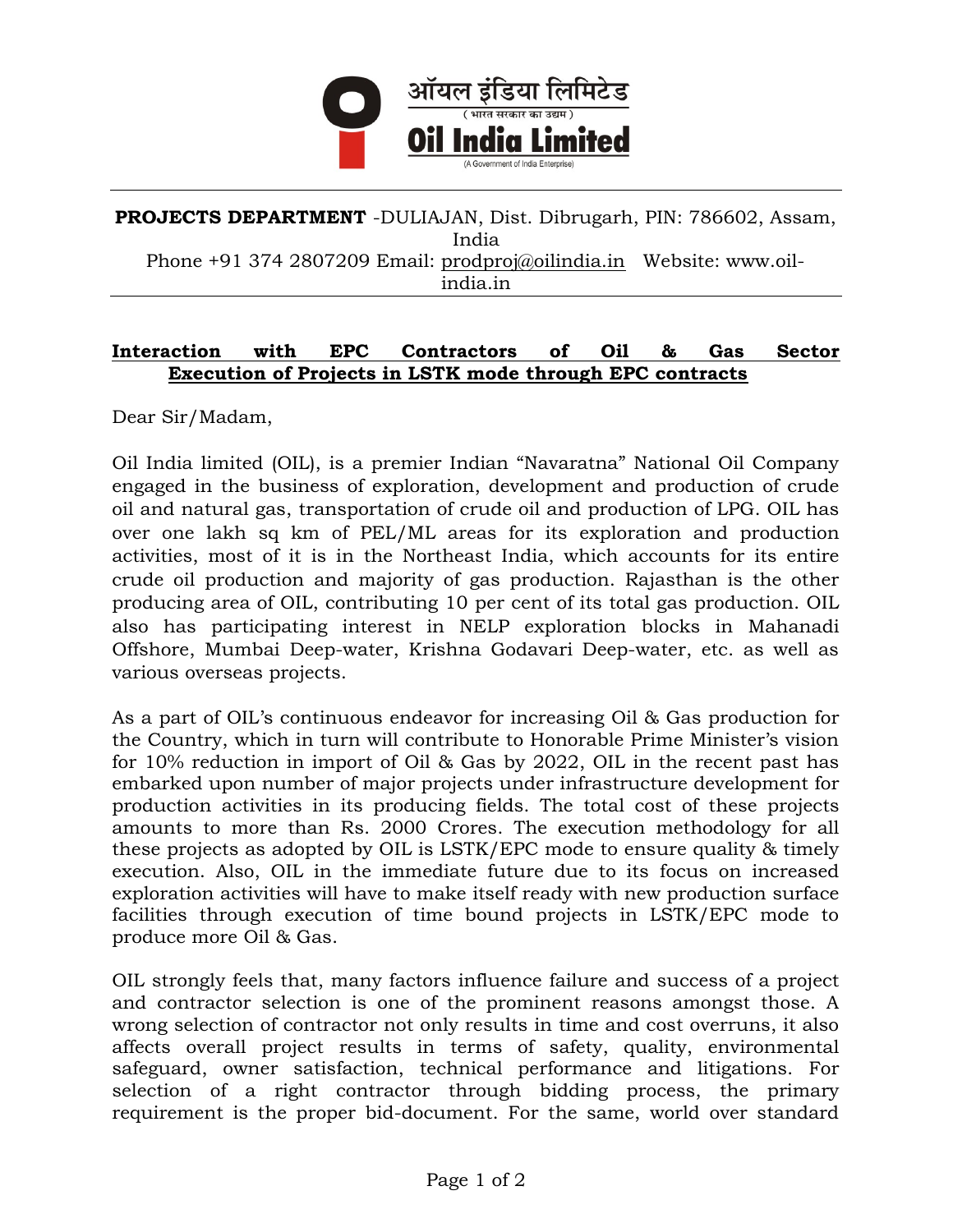ऑयल इंडिया लिमिटेड
( भारत सरकार का उद्यम )
**Oil India Limited**
(A Government of India Enterprise)

**PROJECTS DEPARTMENT** -DULIAJAN, Dist. Dibrugarh, PIN: 786602, Assam, India
Phone +91 374 2807209 Email: prodproj@oilindia.in Website: www.oil-india.in

## Interaction with EPC Contractors of Oil & Gas Sector Execution of Projects in LSTK mode through EPC contracts

Dear Sir/Madam,

Oil India limited (OIL), is a premier Indian "Navaratna" National Oil Company engaged in the business of exploration, development and production of crude oil and natural gas, transportation of crude oil and production of LPG. OIL has over one lakh sq km of PEL/ML areas for its exploration and production activities, most of it is in the Northeast India, which accounts for its entire crude oil production and majority of gas production. Rajasthan is the other producing area of OIL, contributing 10 per cent of its total gas production. OIL also has participating interest in NELP exploration blocks in Mahanadi Offshore, Mumbai Deep-water, Krishna Godavari Deep-water, etc. as well as various overseas projects.

As a part of OIL's continuous endeavor for increasing Oil & Gas production for the Country, which in turn will contribute to Honorable Prime Minister's vision for 10% reduction in import of Oil & Gas by 2022, OIL in the recent past has embarked upon number of major projects under infrastructure development for production activities in its producing fields. The total cost of these projects amounts to more than Rs. 2000 Crores. The execution methodology for all these projects as adopted by OIL is LSTK/EPC mode to ensure quality & timely execution. Also, OIL in the immediate future due to its focus on increased exploration activities will have to make itself ready with new production surface facilities through execution of time bound projects in LSTK/EPC mode to produce more Oil & Gas.

OIL strongly feels that, many factors influence failure and success of a project and contractor selection is one of the prominent reasons amongst those. A wrong selection of contractor not only results in time and cost overruns, it also affects overall project results in terms of safety, quality, environmental safeguard, owner satisfaction, technical performance and litigations. For selection of a right contractor through bidding process, the primary requirement is the proper bid-document. For the same, world over standard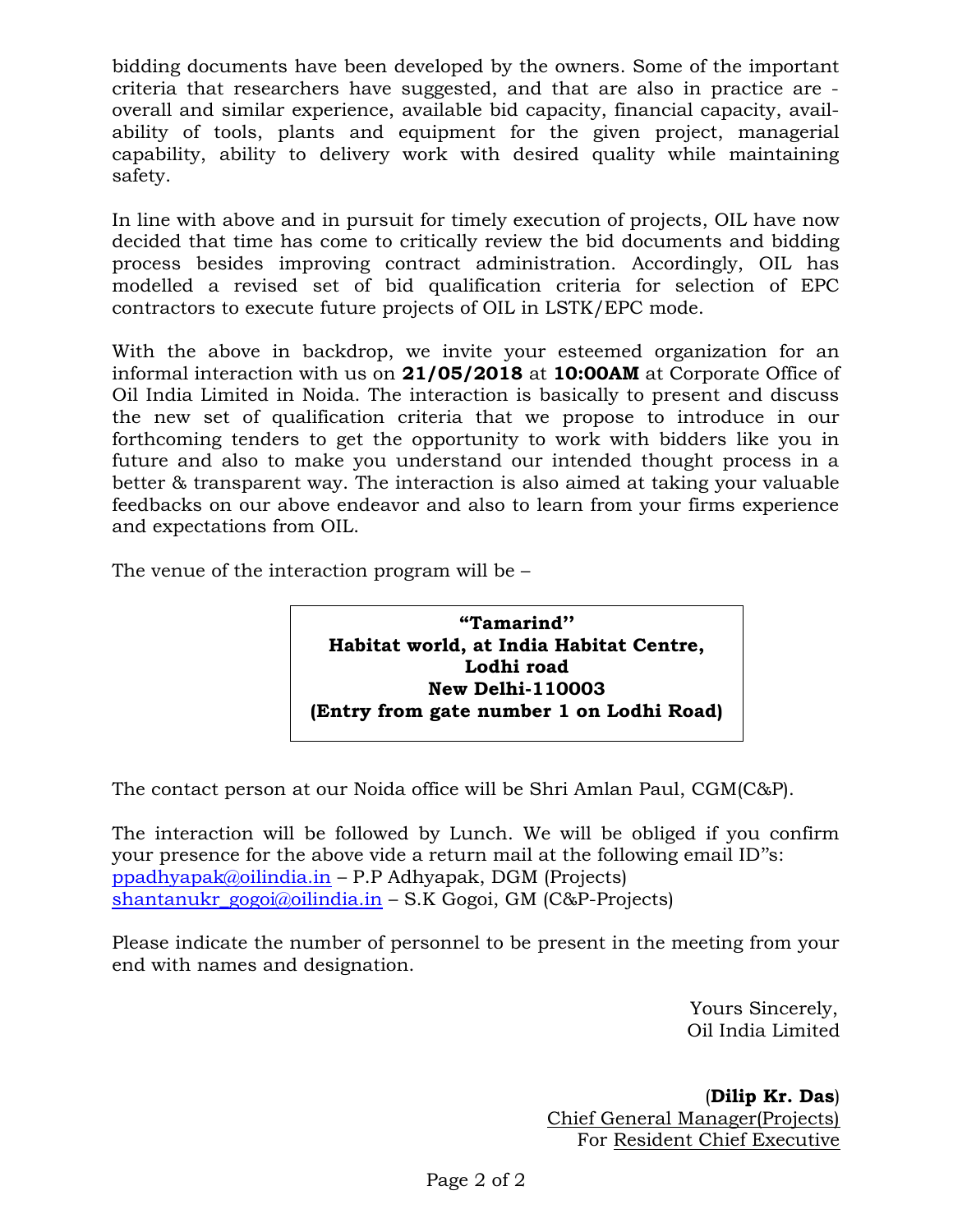bidding documents have been developed by the owners. Some of the important criteria that researchers have suggested, and that are also in practice are - overall and similar experience, available bid capacity, financial capacity, availability of tools, plants and equipment for the given project, managerial capability, ability to delivery work with desired quality while maintaining safety.

In line with above and in pursuit for timely execution of projects, OIL have now decided that time has come to critically review the bid documents and bidding process besides improving contract administration. Accordingly, OIL has modelled a revised set of bid qualification criteria for selection of EPC contractors to execute future projects of OIL in LSTK/EPC mode.

With the above in backdrop, we invite your esteemed organization for an informal interaction with us on **21/05/2018** at **10:00AM** at Corporate Office of Oil India Limited in Noida. The interaction is basically to present and discuss the new set of qualification criteria that we propose to introduce in our forthcoming tenders to get the opportunity to work with bidders like you in future and also to make you understand our intended thought process in a better & transparent way. The interaction is also aimed at taking your valuable feedbacks on our above endeavor and also to learn from your firms experience and expectations from OIL.

The venue of the interaction program will be –

**"Tamarind"**
**Habitat world, at India Habitat Centre,**
**Lodhi road**
**New Delhi-110003**
**(Entry from gate number 1 on Lodhi Road)**

The contact person at our Noida office will be Shri Amlan Paul, CGM(C&P).

The interaction will be followed by Lunch. We will be obliged if you confirm your presence for the above vide a return mail at the following email ID"s:
ppadhyapak@oilindia.in – P.P Adhyapak, DGM (Projects)
shantanukr_gogoi@oilindia.in – S.K Gogoi, GM (C&P-Projects)

Please indicate the number of personnel to be present in the meeting from your end with names and designation.

Yours Sincerely,
Oil India Limited

(**Dilip Kr. Das**)
Chief General Manager(Projects)
For Resident Chief Executive